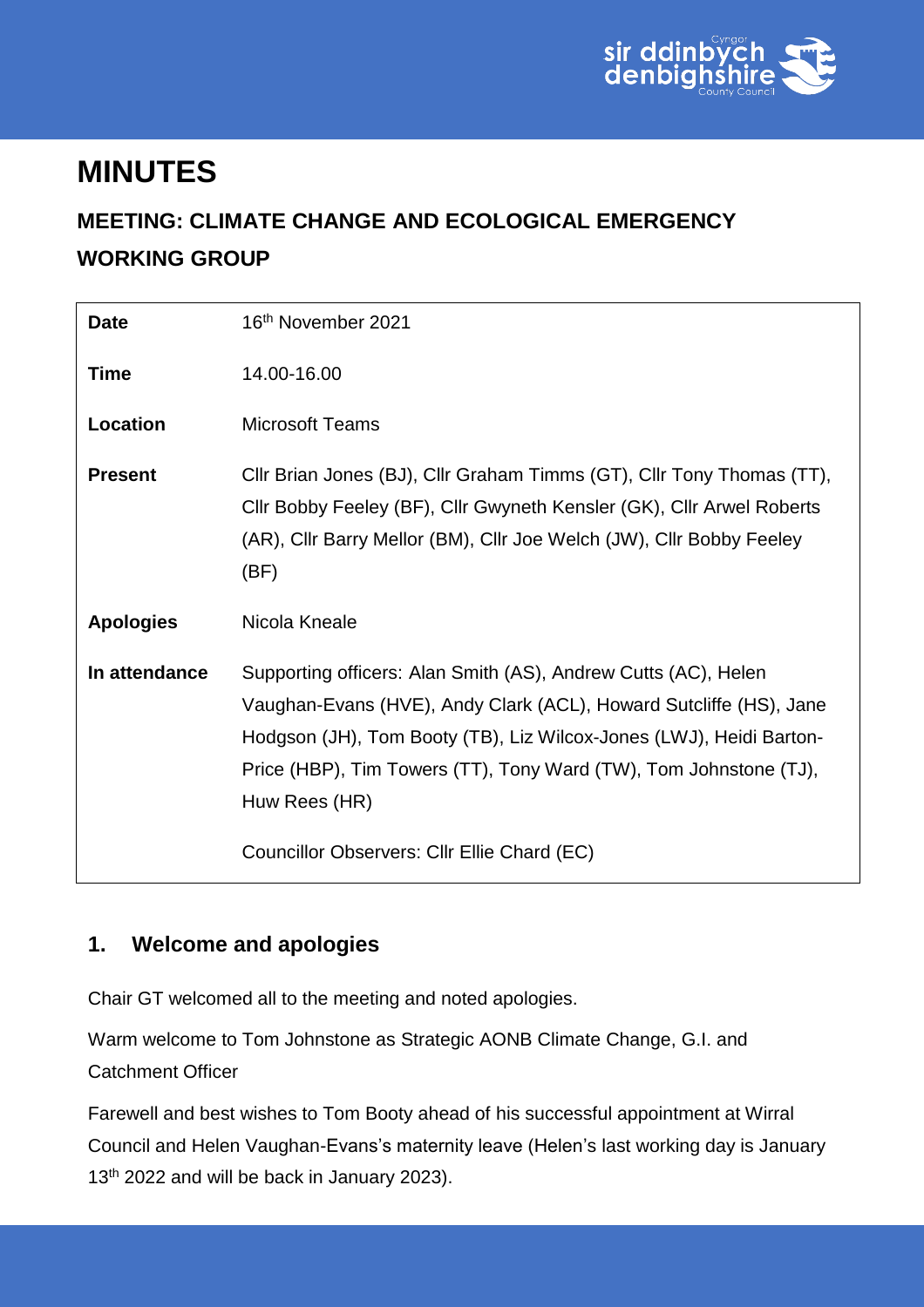# MINUTES

## MEETING: CLIMATE CHANGE AND ECOLOGICAL EMERGENCY WORKING GROUP

| | |
|---|---|
| **Date** | 16th November 2021 |
| **Time** | 14.00-16.00 |
| **Location** | Microsoft Teams |
| **Present** | Cllr Brian Jones (BJ), Cllr Graham Timms (GT), Cllr Tony Thomas (TT), Cllr Bobby Feeley (BF), Cllr Gwyneth Kensler (GK), Cllr Arwel Roberts (AR), Cllr Barry Mellor (BM), Cllr Joe Welch (JW), Cllr Bobby Feeley (BF) |
| **Apologies** | Nicola Kneale |
| **In attendance** | Supporting officers: Alan Smith (AS), Andrew Cutts (AC), Helen Vaughan-Evans (HVE), Andy Clark (ACL), Howard Sutcliffe (HS), Jane Hodgson (JH), Tom Booty (TB), Liz Wilcox-Jones (LWJ), Heidi Barton-Price (HBP), Tim Towers (TT), Tony Ward (TW), Tom Johnstone (TJ), Huw Rees (HR)<br><br>Councillor Observers: Cllr Ellie Chard (EC) |

## 1. Welcome and apologies

Chair GT welcomed all to the meeting and noted apologies.

Warm welcome to Tom Johnstone as Strategic AONB Climate Change, G.I. and Catchment Officer

Farewell and best wishes to Tom Booty ahead of his successful appointment at Wirral Council and Helen Vaughan-Evans's maternity leave (Helen's last working day is January 13th 2022 and will be back in January 2023).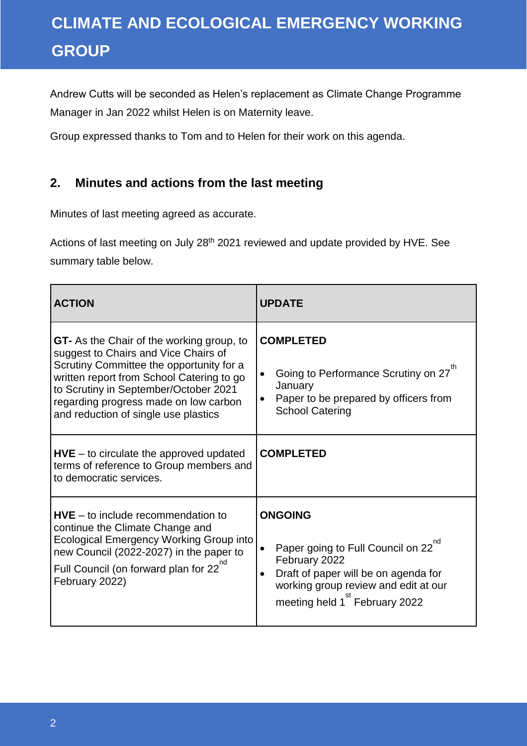Andrew Cutts will be seconded as Helen's replacement as Climate Change Programme Manager in Jan 2022 whilst Helen is on Maternity leave.

Group expressed thanks to Tom and to Helen for their work on this agenda.

## 2. Minutes and actions from the last meeting

Minutes of last meeting agreed as accurate.

Actions of last meeting on July 28th 2021 reviewed and update provided by HVE. See summary table below.

| ACTION | UPDATE |
|---|---|
| **GT-** As the Chair of the working group, to suggest to Chairs and Vice Chairs of Scrutiny Committee the opportunity for a written report from School Catering to go to Scrutiny in September/October 2021 regarding progress made on low carbon and reduction of single use plastics | **COMPLETED**<br>• Going to Performance Scrutiny on 27th January<br>• Paper to be prepared by officers from School Catering |
| **HVE** – to circulate the approved updated terms of reference to Group members and to democratic services. | **COMPLETED** |
| **HVE** – to include recommendation to continue the Climate Change and Ecological Emergency Working Group into new Council (2022-2027) in the paper to Full Council (on forward plan for 22nd February 2022) | **ONGOING**<br>• Paper going to Full Council on 22nd February 2022<br>• Draft of paper will be on agenda for working group review and edit at our meeting held 1st February 2022 |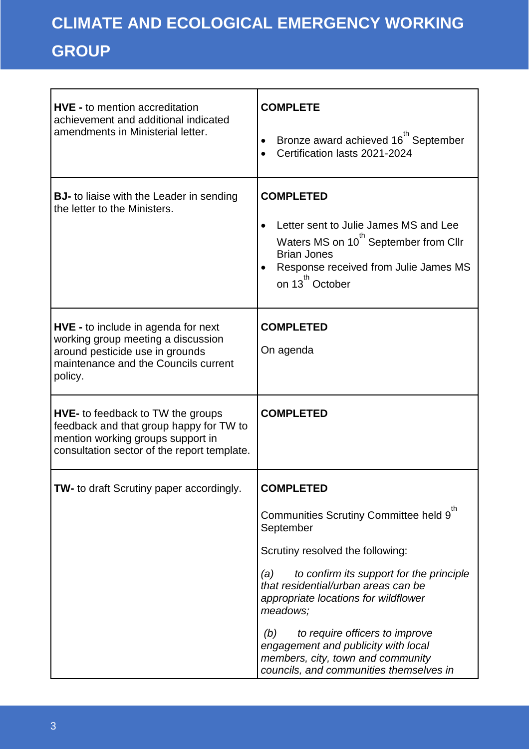# CLIMATE AND ECOLOGICAL EMERGENCY WORKING GROUP

| | |
|---|---|
| **HVE -** to mention accreditation achievement and additional indicated amendments in Ministerial letter. | **COMPLETE**<br><br>• Bronze award achieved 16th September<br>• Certification lasts 2021-2024 |
| **BJ-** to liaise with the Leader in sending the letter to the Ministers. | **COMPLETED**<br><br>• Letter sent to Julie James MS and Lee Waters MS on 10th September from Cllr Brian Jones<br>• Response received from Julie James MS on 13th October |
| **HVE -** to include in agenda for next working group meeting a discussion around pesticide use in grounds maintenance and the Councils current policy. | **COMPLETED**<br><br>On agenda |
| **HVE-** to feedback to TW the groups feedback and that group happy for TW to mention working groups support in consultation sector of the report template. | **COMPLETED** |
| **TW-** to draft Scrutiny paper accordingly. | **COMPLETED**<br><br>Communities Scrutiny Committee held 9th September<br><br>Scrutiny resolved the following:<br><br>*(a) to confirm its support for the principle that residential/urban areas can be appropriate locations for wildflower meadows;*<br><br>*(b) to require officers to improve engagement and publicity with local members, city, town and community councils, and communities themselves in* |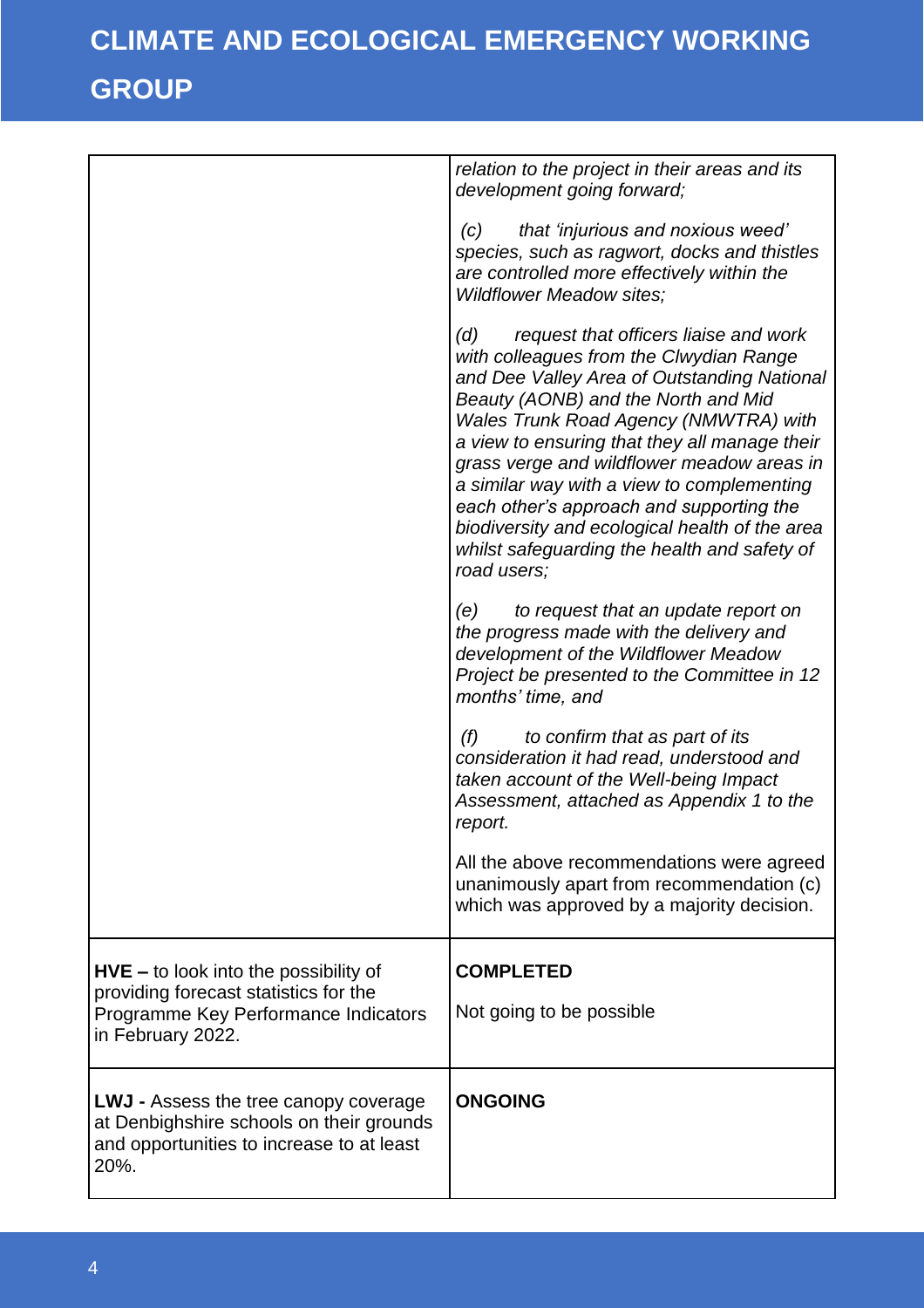| | |
|---|---|
| | *relation to the project in their areas and its development going forward;*<br><br>*(c) that 'injurious and noxious weed' species, such as ragwort, docks and thistles are controlled more effectively within the Wildflower Meadow sites;*<br><br>*(d) request that officers liaise and work with colleagues from the Clwydian Range and Dee Valley Area of Outstanding National Beauty (AONB) and the North and Mid Wales Trunk Road Agency (NMWTRA) with a view to ensuring that they all manage their grass verge and wildflower meadow areas in a similar way with a view to complementing each other's approach and supporting the biodiversity and ecological health of the area whilst safeguarding the health and safety of road users;*<br><br>*(e) to request that an update report on the progress made with the delivery and development of the Wildflower Meadow Project be presented to the Committee in 12 months' time, and*<br><br>*(f) to confirm that as part of its consideration it had read, understood and taken account of the Well-being Impact Assessment, attached as Appendix 1 to the report.*<br><br>All the above recommendations were agreed unanimously apart from recommendation (c) which was approved by a majority decision. |
| **HVE –** to look into the possibility of providing forecast statistics for the Programme Key Performance Indicators in February 2022. | **COMPLETED**<br><br>Not going to be possible |
| **LWJ -** Assess the tree canopy coverage at Denbighshire schools on their grounds and opportunities to increase to at least 20%. | **ONGOING** |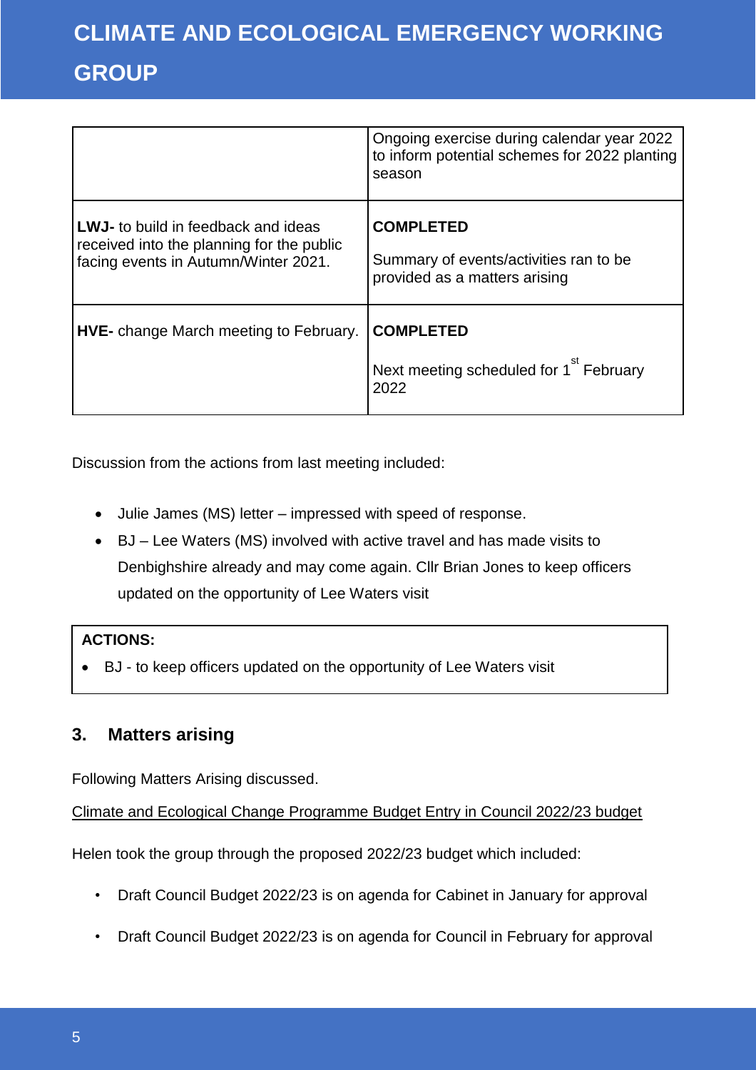| | |
|---|---|
| | Ongoing exercise during calendar year 2022 to inform potential schemes for 2022 planting season |
| **LWJ-** to build in feedback and ideas received into the planning for the public facing events in Autumn/Winter 2021. | **COMPLETED**<br><br>Summary of events/activities ran to be provided as a matters arising |
| **HVE-** change March meeting to February. | **COMPLETED**<br><br>Next meeting scheduled for 1st February 2022 |

Discussion from the actions from last meeting included:

- Julie James (MS) letter – impressed with speed of response.
- BJ – Lee Waters (MS) involved with active travel and has made visits to Denbighshire already and may come again. Cllr Brian Jones to keep officers updated on the opportunity of Lee Waters visit

**ACTIONS:**

- BJ - to keep officers updated on the opportunity of Lee Waters visit

## 3. Matters arising

Following Matters Arising discussed.

Climate and Ecological Change Programme Budget Entry in Council 2022/23 budget

Helen took the group through the proposed 2022/23 budget which included:

- Draft Council Budget 2022/23 is on agenda for Cabinet in January for approval
- Draft Council Budget 2022/23 is on agenda for Council in February for approval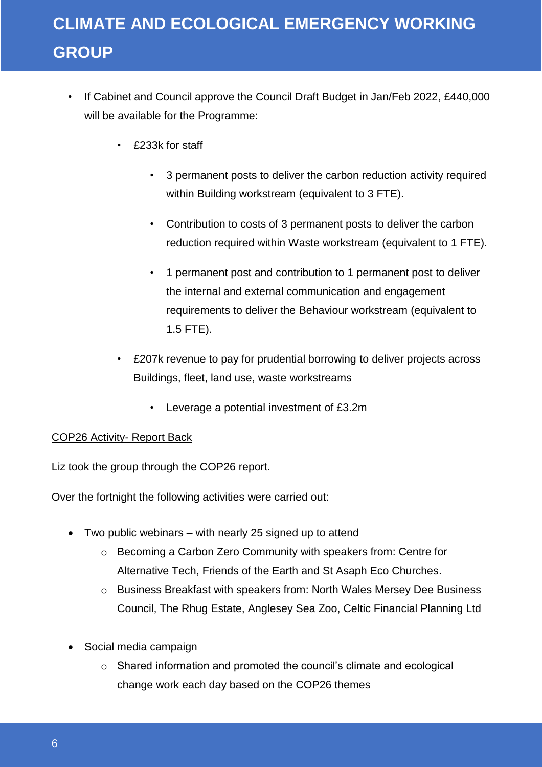- If Cabinet and Council approve the Council Draft Budget in Jan/Feb 2022, £440,000 will be available for the Programme:
  - £233k for staff
    - 3 permanent posts to deliver the carbon reduction activity required within Building workstream (equivalent to 3 FTE).
    - Contribution to costs of 3 permanent posts to deliver the carbon reduction required within Waste workstream (equivalent to 1 FTE).
    - 1 permanent post and contribution to 1 permanent post to deliver the internal and external communication and engagement requirements to deliver the Behaviour workstream (equivalent to 1.5 FTE).
  - £207k revenue to pay for prudential borrowing to deliver projects across Buildings, fleet, land use, waste workstreams
    - Leverage a potential investment of £3.2m

<u>COP26 Activity- Report Back</u>

Liz took the group through the COP26 report.

Over the fortnight the following activities were carried out:

- Two public webinars – with nearly 25 signed up to attend
  - Becoming a Carbon Zero Community with speakers from: Centre for Alternative Tech, Friends of the Earth and St Asaph Eco Churches.
  - Business Breakfast with speakers from: North Wales Mersey Dee Business Council, The Rhug Estate, Anglesey Sea Zoo, Celtic Financial Planning Ltd

- Social media campaign
  - Shared information and promoted the council's climate and ecological change work each day based on the COP26 themes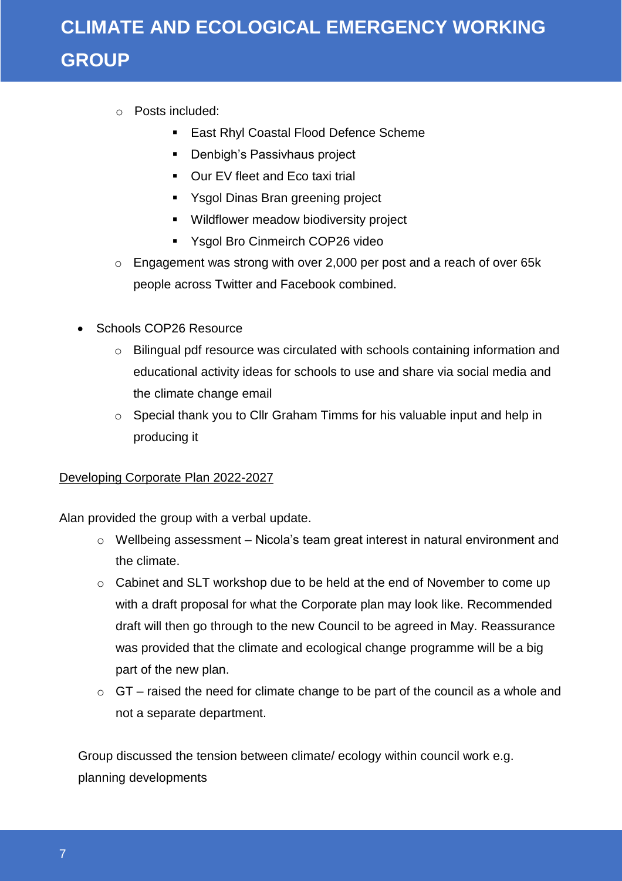- Posts included:
  - East Rhyl Coastal Flood Defence Scheme
  - Denbigh's Passivhaus project
  - Our EV fleet and Eco taxi trial
  - Ysgol Dinas Bran greening project
  - Wildflower meadow biodiversity project
  - Ysgol Bro Cinmeirch COP26 video
- Engagement was strong with over 2,000 per post and a reach of over 65k people across Twitter and Facebook combined.

- Schools COP26 Resource
  - Bilingual pdf resource was circulated with schools containing information and educational activity ideas for schools to use and share via social media and the climate change email
  - Special thank you to Cllr Graham Timms for his valuable input and help in producing it

<u>Developing Corporate Plan 2022-2027</u>

Alan provided the group with a verbal update.

- Wellbeing assessment – Nicola's team great interest in natural environment and the climate.
- Cabinet and SLT workshop due to be held at the end of November to come up with a draft proposal for what the Corporate plan may look like. Recommended draft will then go through to the new Council to be agreed in May. Reassurance was provided that the climate and ecological change programme will be a big part of the new plan.
- GT – raised the need for climate change to be part of the council as a whole and not a separate department.

Group discussed the tension between climate/ ecology within council work e.g. planning developments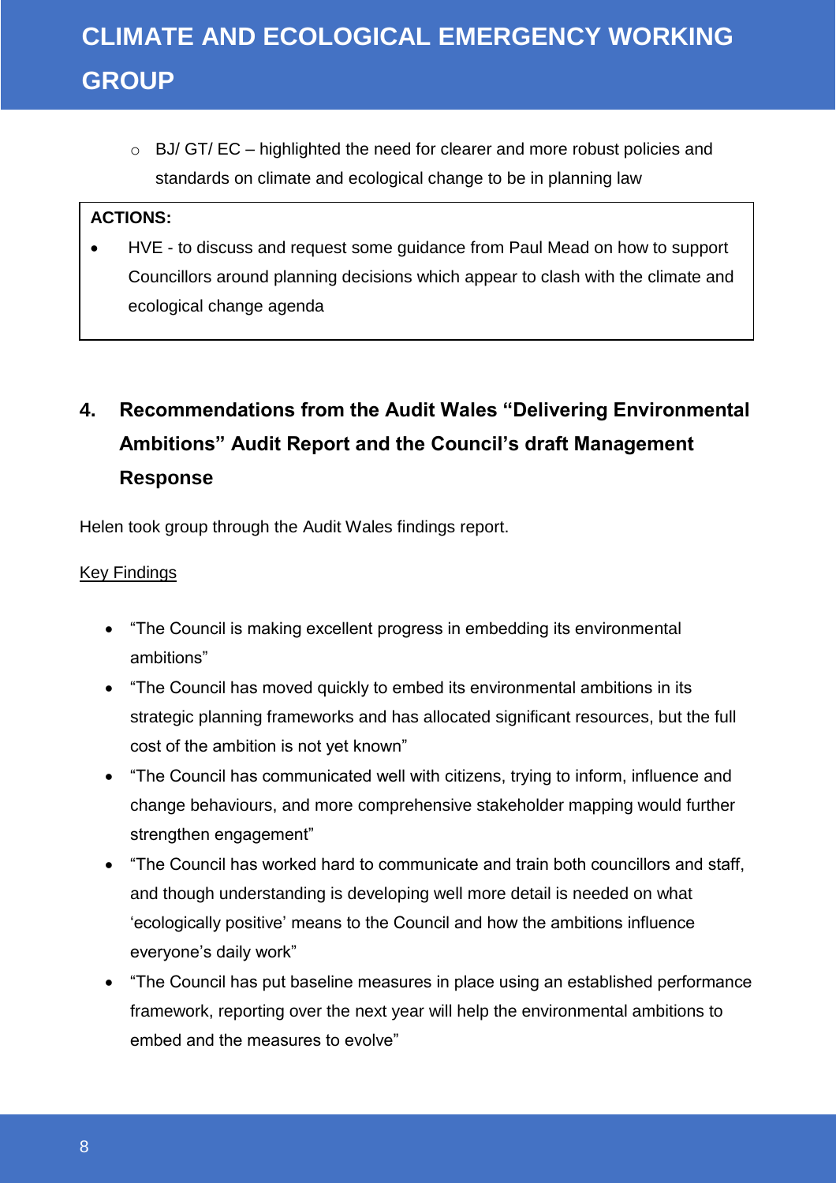- BJ/ GT/ EC – highlighted the need for clearer and more robust policies and standards on climate and ecological change to be in planning law

**ACTIONS:**

- HVE - to discuss and request some guidance from Paul Mead on how to support Councillors around planning decisions which appear to clash with the climate and ecological change agenda

## 4. Recommendations from the Audit Wales "Delivering Environmental Ambitions" Audit Report and the Council's draft Management Response

Helen took group through the Audit Wales findings report.

<u>Key Findings</u>

- "The Council is making excellent progress in embedding its environmental ambitions"
- "The Council has moved quickly to embed its environmental ambitions in its strategic planning frameworks and has allocated significant resources, but the full cost of the ambition is not yet known"
- "The Council has communicated well with citizens, trying to inform, influence and change behaviours, and more comprehensive stakeholder mapping would further strengthen engagement"
- "The Council has worked hard to communicate and train both councillors and staff, and though understanding is developing well more detail is needed on what 'ecologically positive' means to the Council and how the ambitions influence everyone's daily work"
- "The Council has put baseline measures in place using an established performance framework, reporting over the next year will help the environmental ambitions to embed and the measures to evolve"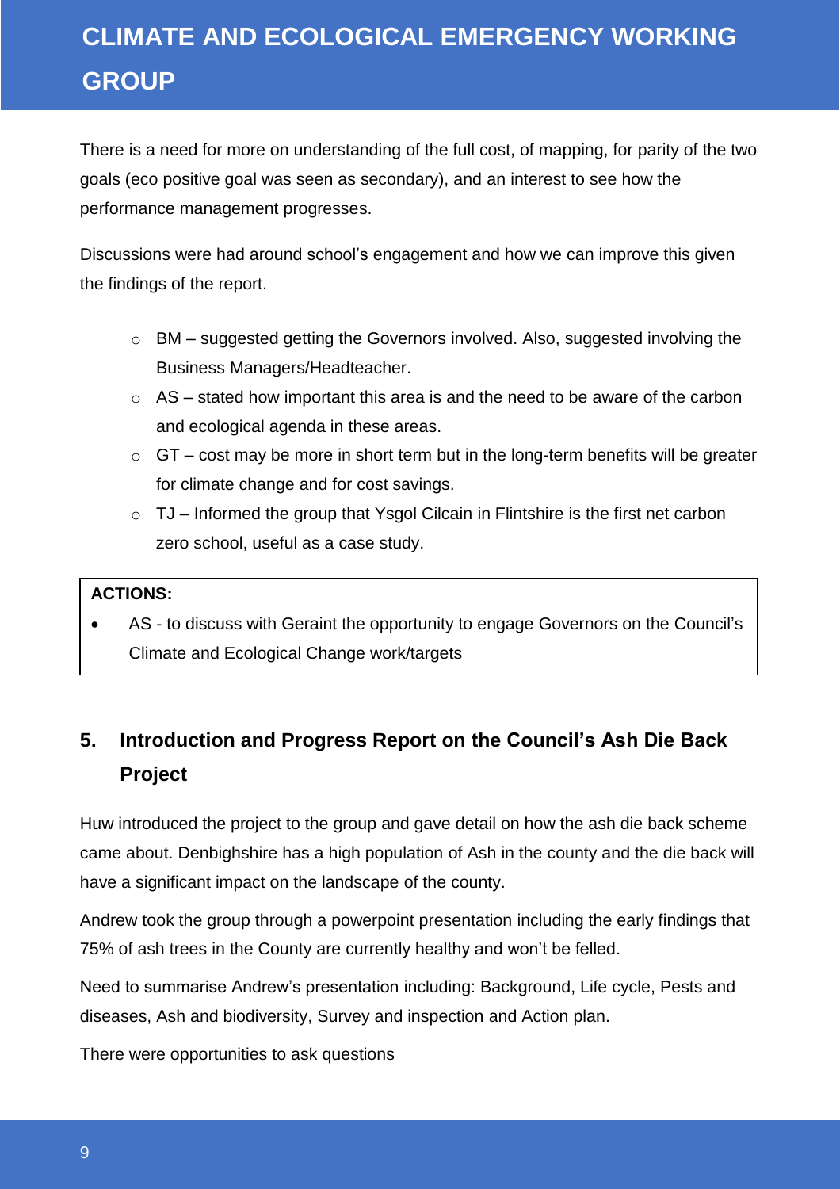There is a need for more on understanding of the full cost, of mapping, for parity of the two goals (eco positive goal was seen as secondary), and an interest to see how the performance management progresses.

Discussions were had around school's engagement and how we can improve this given the findings of the report.

- BM – suggested getting the Governors involved. Also, suggested involving the Business Managers/Headteacher.
- AS – stated how important this area is and the need to be aware of the carbon and ecological agenda in these areas.
- GT – cost may be more in short term but in the long-term benefits will be greater for climate change and for cost savings.
- TJ – Informed the group that Ysgol Cilcain in Flintshire is the first net carbon zero school, useful as a case study.

**ACTIONS:**

- AS - to discuss with Geraint the opportunity to engage Governors on the Council's Climate and Ecological Change work/targets

## 5. Introduction and Progress Report on the Council's Ash Die Back Project

Huw introduced the project to the group and gave detail on how the ash die back scheme came about. Denbighshire has a high population of Ash in the county and the die back will have a significant impact on the landscape of the county.

Andrew took the group through a powerpoint presentation including the early findings that 75% of ash trees in the County are currently healthy and won't be felled.

Need to summarise Andrew's presentation including: Background, Life cycle, Pests and diseases, Ash and biodiversity, Survey and inspection and Action plan.

There were opportunities to ask questions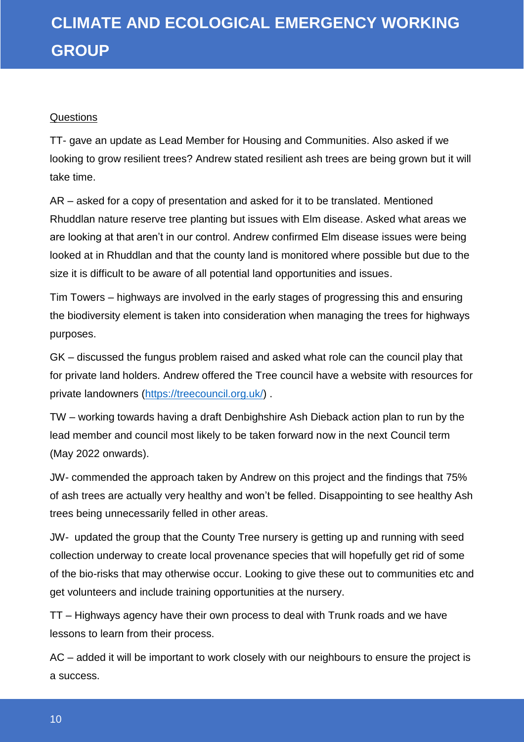# CLIMATE AND ECOLOGICAL EMERGENCY WORKING GROUP

<u>Questions</u>

TT- gave an update as Lead Member for Housing and Communities. Also asked if we looking to grow resilient trees? Andrew stated resilient ash trees are being grown but it will take time.

AR – asked for a copy of presentation and asked for it to be translated. Mentioned Rhuddlan nature reserve tree planting but issues with Elm disease. Asked what areas we are looking at that aren't in our control. Andrew confirmed Elm disease issues were being looked at in Rhuddlan and that the county land is monitored where possible but due to the size it is difficult to be aware of all potential land opportunities and issues.

Tim Towers – highways are involved in the early stages of progressing this and ensuring the biodiversity element is taken into consideration when managing the trees for highways purposes.

GK – discussed the fungus problem raised and asked what role can the council play that for private land holders. Andrew offered the Tree council have a website with resources for private landowners (https://treecouncil.org.uk/) .

TW – working towards having a draft Denbighshire Ash Dieback action plan to run by the lead member and council most likely to be taken forward now in the next Council term (May 2022 onwards).

JW- commended the approach taken by Andrew on this project and the findings that 75% of ash trees are actually very healthy and won't be felled. Disappointing to see healthy Ash trees being unnecessarily felled in other areas.

JW- updated the group that the County Tree nursery is getting up and running with seed collection underway to create local provenance species that will hopefully get rid of some of the bio-risks that may otherwise occur. Looking to give these out to communities etc and get volunteers and include training opportunities at the nursery.

TT – Highways agency have their own process to deal with Trunk roads and we have lessons to learn from their process.

AC – added it will be important to work closely with our neighbours to ensure the project is a success.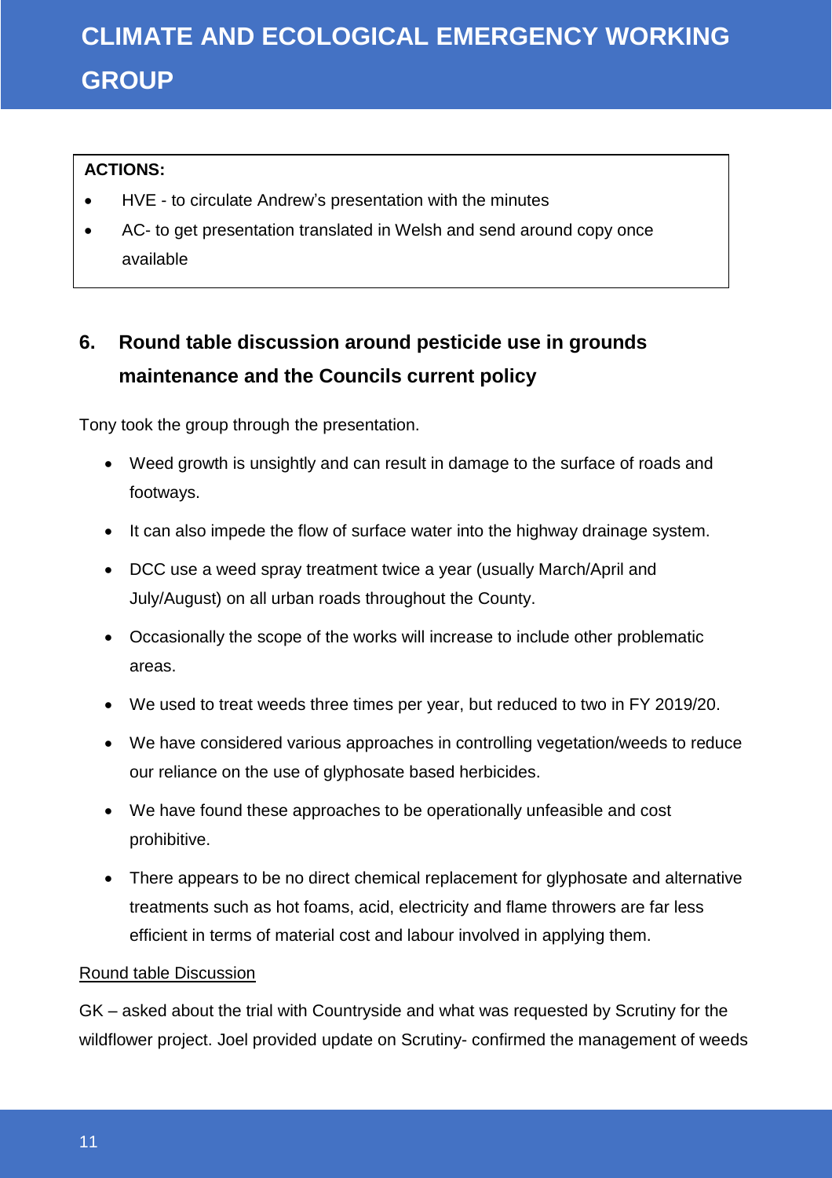| **ACTIONS:** |
| --- |
| • HVE - to circulate Andrew's presentation with the minutes<br>• AC- to get presentation translated in Welsh and send around copy once available |

## 6. Round table discussion around pesticide use in grounds maintenance and the Councils current policy

Tony took the group through the presentation.

- Weed growth is unsightly and can result in damage to the surface of roads and footways.
- It can also impede the flow of surface water into the highway drainage system.
- DCC use a weed spray treatment twice a year (usually March/April and July/August) on all urban roads throughout the County.
- Occasionally the scope of the works will increase to include other problematic areas.
- We used to treat weeds three times per year, but reduced to two in FY 2019/20.
- We have considered various approaches in controlling vegetation/weeds to reduce our reliance on the use of glyphosate based herbicides.
- We have found these approaches to be operationally unfeasible and cost prohibitive.
- There appears to be no direct chemical replacement for glyphosate and alternative treatments such as hot foams, acid, electricity and flame throwers are far less efficient in terms of material cost and labour involved in applying them.

<u>Round table Discussion</u>

GK – asked about the trial with Countryside and what was requested by Scrutiny for the wildflower project. Joel provided update on Scrutiny- confirmed the management of weeds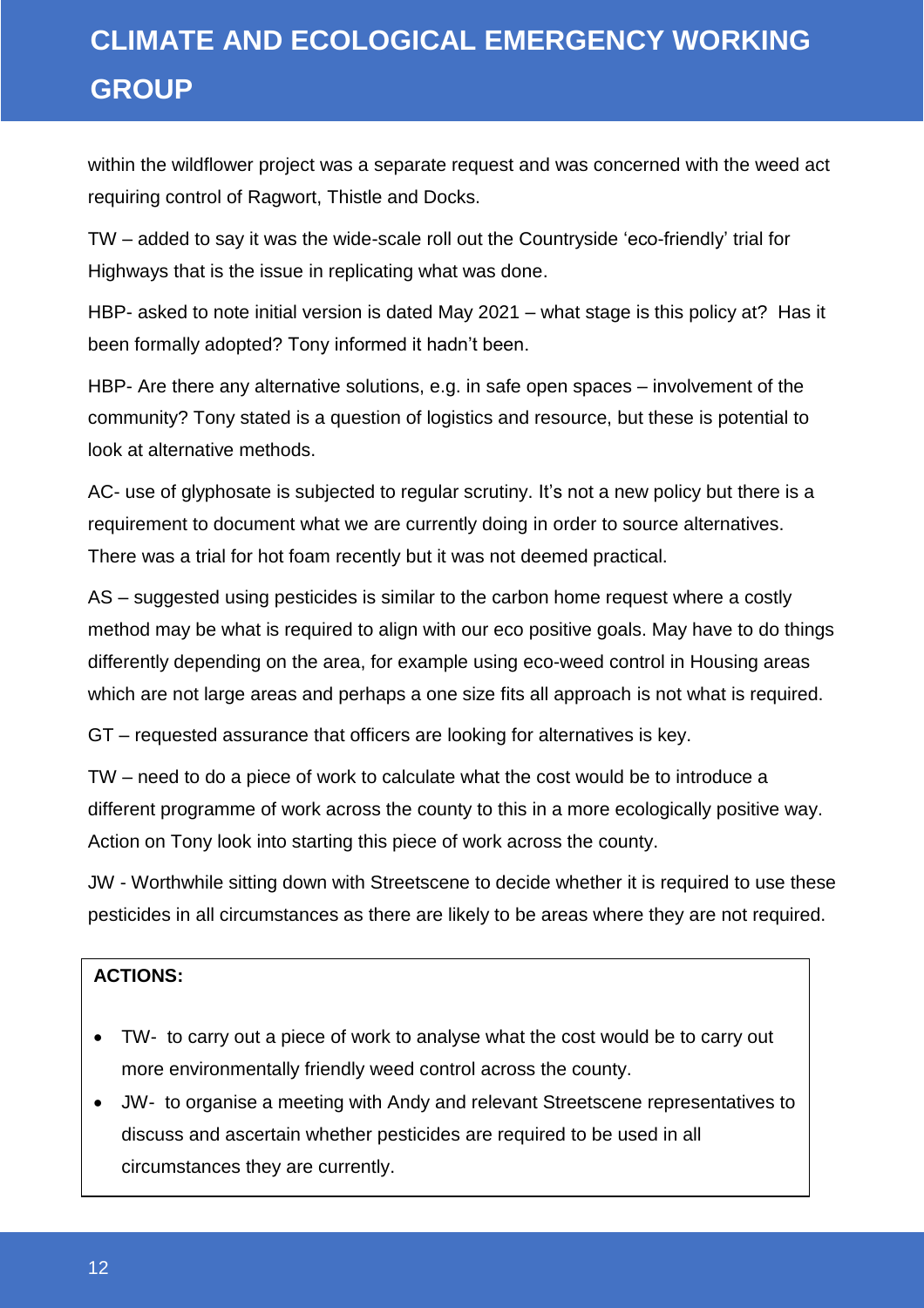within the wildflower project was a separate request and was concerned with the weed act requiring control of Ragwort, Thistle and Docks.

TW – added to say it was the wide-scale roll out the Countryside 'eco-friendly' trial for Highways that is the issue in replicating what was done.

HBP- asked to note initial version is dated May 2021 – what stage is this policy at? Has it been formally adopted? Tony informed it hadn't been.

HBP- Are there any alternative solutions, e.g. in safe open spaces – involvement of the community? Tony stated is a question of logistics and resource, but these is potential to look at alternative methods.

AC- use of glyphosate is subjected to regular scrutiny. It's not a new policy but there is a requirement to document what we are currently doing in order to source alternatives. There was a trial for hot foam recently but it was not deemed practical.

AS – suggested using pesticides is similar to the carbon home request where a costly method may be what is required to align with our eco positive goals. May have to do things differently depending on the area, for example using eco-weed control in Housing areas which are not large areas and perhaps a one size fits all approach is not what is required.

GT – requested assurance that officers are looking for alternatives is key.

TW – need to do a piece of work to calculate what the cost would be to introduce a different programme of work across the county to this in a more ecologically positive way. Action on Tony look into starting this piece of work across the county.

JW - Worthwhile sitting down with Streetscene to decide whether it is required to use these pesticides in all circumstances as there are likely to be areas where they are not required.

**ACTIONS:**

- TW- to carry out a piece of work to analyse what the cost would be to carry out more environmentally friendly weed control across the county.
- JW- to organise a meeting with Andy and relevant Streetscene representatives to discuss and ascertain whether pesticides are required to be used in all circumstances they are currently.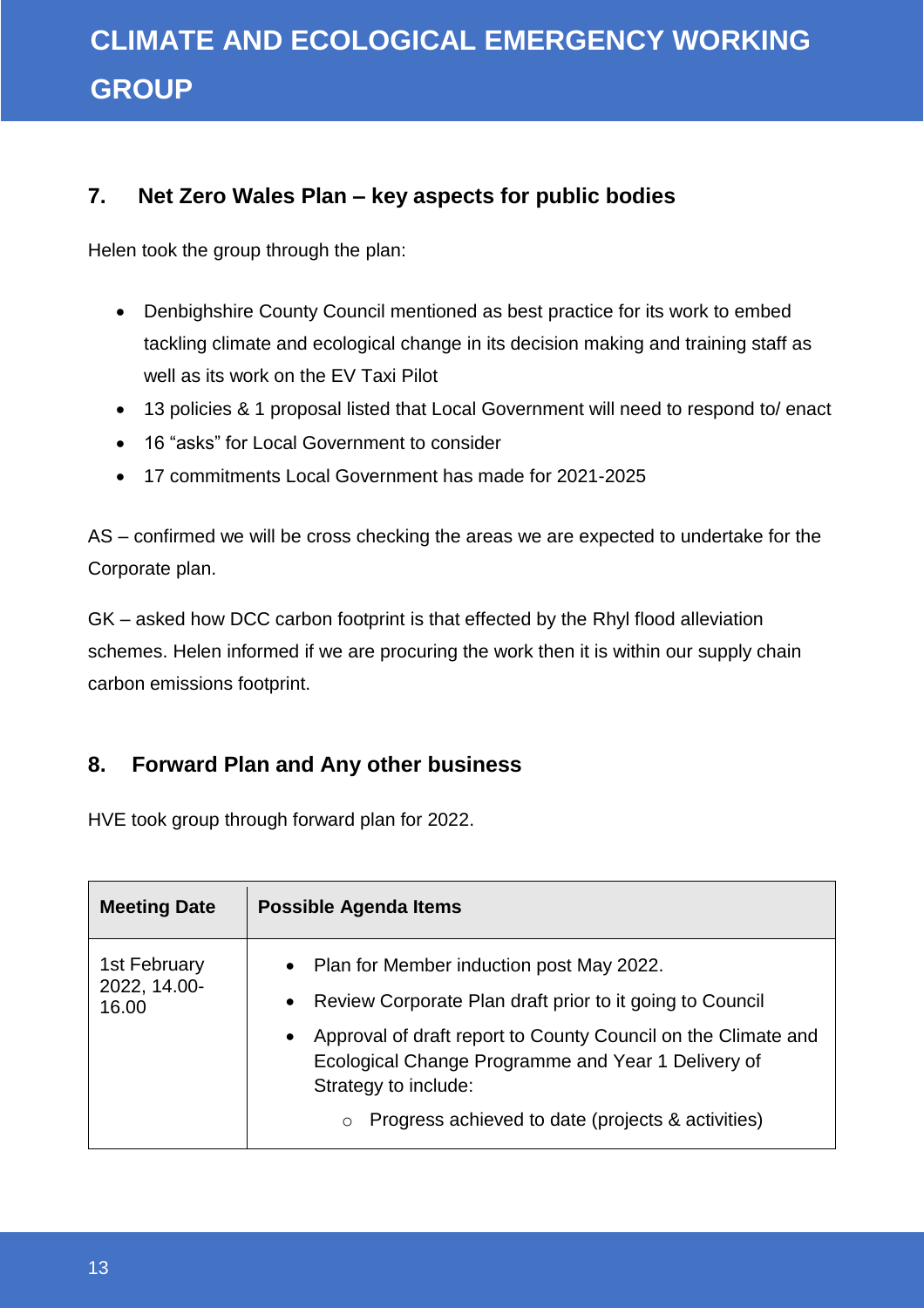## 7. Net Zero Wales Plan – key aspects for public bodies

Helen took the group through the plan:

- Denbighshire County Council mentioned as best practice for its work to embed tackling climate and ecological change in its decision making and training staff as well as its work on the EV Taxi Pilot
- 13 policies & 1 proposal listed that Local Government will need to respond to/ enact
- 16 "asks" for Local Government to consider
- 17 commitments Local Government has made for 2021-2025

AS – confirmed we will be cross checking the areas we are expected to undertake for the Corporate plan.

GK – asked how DCC carbon footprint is that effected by the Rhyl flood alleviation schemes. Helen informed if we are procuring the work then it is within our supply chain carbon emissions footprint.

## 8. Forward Plan and Any other business

HVE took group through forward plan for 2022.

| Meeting Date | Possible Agenda Items |
| --- | --- |
| 1st February 2022, 14.00-16.00 | • Plan for Member induction post May 2022.<br>• Review Corporate Plan draft prior to it going to Council<br>• Approval of draft report to County Council on the Climate and Ecological Change Programme and Year 1 Delivery of Strategy to include:<br>  ○ Progress achieved to date (projects & activities) |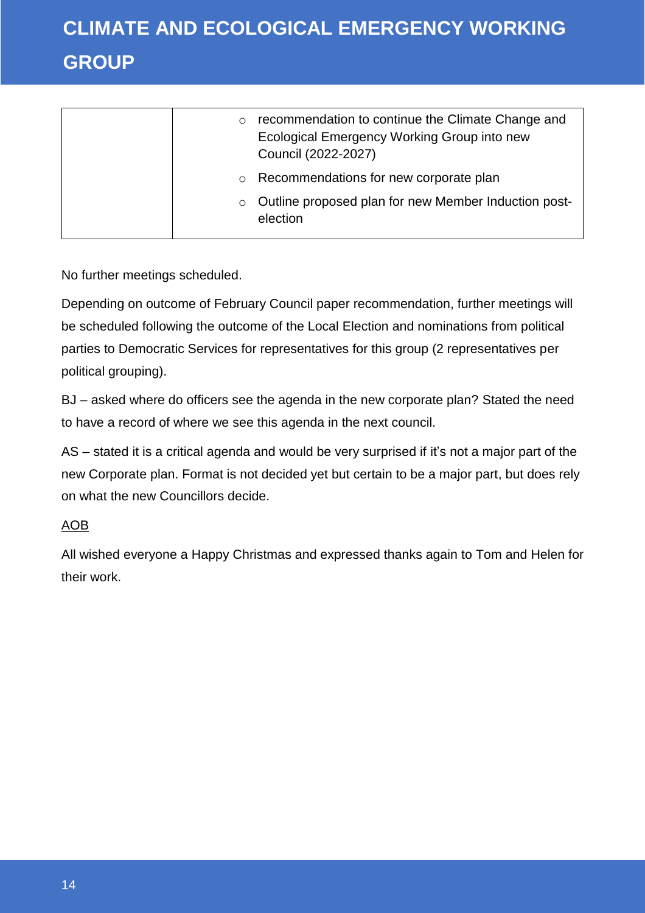| | |
|---|---|
| | ○ recommendation to continue the Climate Change and Ecological Emergency Working Group into new Council (2022-2027)<br>○ Recommendations for new corporate plan<br>○ Outline proposed plan for new Member Induction post-election |

No further meetings scheduled.

Depending on outcome of February Council paper recommendation, further meetings will be scheduled following the outcome of the Local Election and nominations from political parties to Democratic Services for representatives for this group (2 representatives per political grouping).

BJ – asked where do officers see the agenda in the new corporate plan? Stated the need to have a record of where we see this agenda in the next council.

AS – stated it is a critical agenda and would be very surprised if it's not a major part of the new Corporate plan. Format is not decided yet but certain to be a major part, but does rely on what the new Councillors decide.

<u>AOB</u>

All wished everyone a Happy Christmas and expressed thanks again to Tom and Helen for their work.